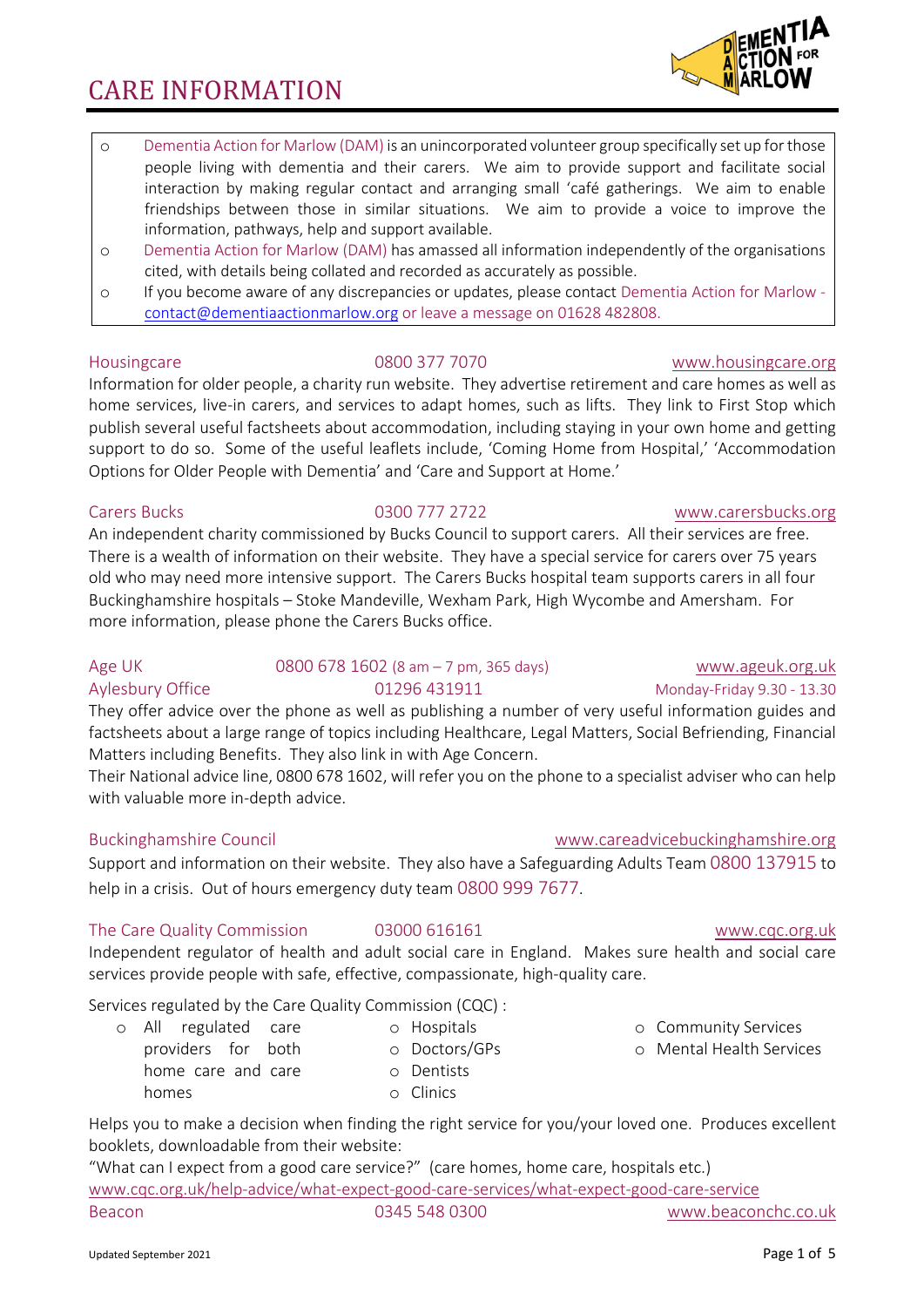# CARE INFORMATION

- Dementia Action for Marlow (DAM) is an unincorporated volunteer group specifically set up for those people living with dementia and their carers. We aim to provide support and facilitate social interaction by making regular contact and arranging small 'café gatherings. We aim to enable friendships between those in similar situations. We aim to provide a voice to improve the information, pathways, help and support available.
- Dementia Action for Marlow (DAM) has amassed all information independently of the organisations cited, with details being collated and recorded as accurately as possible.
- If you become aware of any discrepancies or updates, please contact Dementia Action for Marlow - contact@dementiaactionmarlow.org or leave a message on 01628 482808.

**Housingcare** 0800 377 7070 www.housingcare.org

Information for older people, a charity run website. They advertise retirement and care homes as well as home services, live-in carers, and services to adapt homes, such as lifts. They link to First Stop which publish several useful factsheets about accommodation, including staying in your own home and getting support to do so. Some of the useful leaflets include, 'Coming Home from Hospital,' 'Accommodation Options for Older People with Dementia' and 'Care and Support at Home.'

**Carers Bucks** 0300 777 2722 www.carersbucks.org

An independent charity commissioned by Bucks Council to support carers. All their services are free. There is a wealth of information on their website. They have a special service for carers over 75 years old who may need more intensive support. The Carers Bucks hospital team supports carers in all four Buckinghamshire hospitals – Stoke Mandeville, Wexham Park, High Wycombe and Amersham. For more information, please phone the Carers Bucks office.

**Age UK** 0800 678 1602 (8 am – 7 pm, 365 days) www.ageuk.org.uk
**Aylesbury Office** 01296 431911 Monday-Friday 9.30 - 13.30

They offer advice over the phone as well as publishing a number of very useful information guides and factsheets about a large range of topics including Healthcare, Legal Matters, Social Befriending, Financial Matters including Benefits. They also link in with Age Concern.
Their National advice line, 0800 678 1602, will refer you on the phone to a specialist adviser who can help with valuable more in-depth advice.

**Buckinghamshire Council** www.careadvicebuckinghamshire.org

Support and information on their website. They also have a Safeguarding Adults Team 0800 137915 to help in a crisis. Out of hours emergency duty team 0800 999 7677.

**The Care Quality Commission** 03000 616161 www.cqc.org.uk

Independent regulator of health and adult social care in England. Makes sure health and social care services provide people with safe, effective, compassionate, high-quality care.

Services regulated by the Care Quality Commission (CQC) :

- All regulated care providers for both home care and care homes
- Hospitals
- Doctors/GPs
- Dentists
- Clinics
- Community Services
- Mental Health Services

Helps you to make a decision when finding the right service for you/your loved one. Produces excellent booklets, downloadable from their website:
"What can I expect from a good care service?" (care homes, home care, hospitals etc.)
www.cqc.org.uk/help-advice/what-expect-good-care-services/what-expect-good-care-service

**Beacon** 0345 548 0300 www.beaconchc.co.uk

Updated September 2021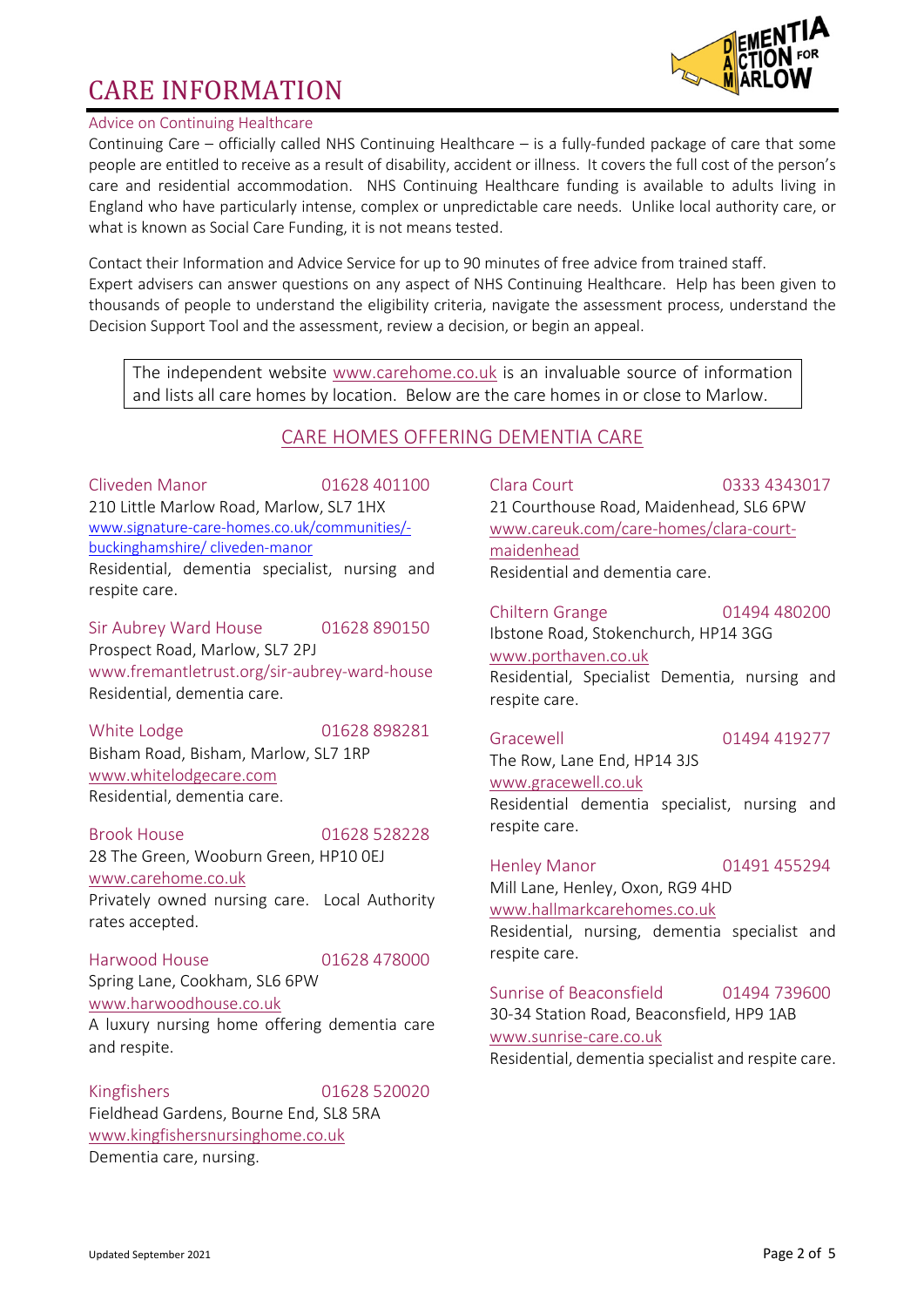# CARE INFORMATION

### Advice on Continuing Healthcare

Continuing Care – officially called NHS Continuing Healthcare – is a fully-funded package of care that some people are entitled to receive as a result of disability, accident or illness. It covers the full cost of the person's care and residential accommodation. NHS Continuing Healthcare funding is available to adults living in England who have particularly intense, complex or unpredictable care needs. Unlike local authority care, or what is known as Social Care Funding, it is not means tested.

Contact their Information and Advice Service for up to 90 minutes of free advice from trained staff.
Expert advisers can answer questions on any aspect of NHS Continuing Healthcare. Help has been given to thousands of people to understand the eligibility criteria, navigate the assessment process, understand the Decision Support Tool and the assessment, review a decision, or begin an appeal.

> The independent website www.carehome.co.uk is an invaluable source of information and lists all care homes by location. Below are the care homes in or close to Marlow.

## CARE HOMES OFFERING DEMENTIA CARE

**Cliveden Manor** 01628 401100
210 Little Marlow Road, Marlow, SL7 1HX
www.signature-care-homes.co.uk/communities/-buckinghamshire/ cliveden-manor
Residential, dementia specialist, nursing and respite care.

**Sir Aubrey Ward House** 01628 890150
Prospect Road, Marlow, SL7 2PJ
www.fremantletrust.org/sir-aubrey-ward-house
Residential, dementia care.

**White Lodge** 01628 898281
Bisham Road, Bisham, Marlow, SL7 1RP
www.whitelodgecare.com
Residential, dementia care.

**Brook House** 01628 528228
28 The Green, Wooburn Green, HP10 0EJ
www.carehome.co.uk
Privately owned nursing care. Local Authority rates accepted.

**Harwood House** 01628 478000
Spring Lane, Cookham, SL6 6PW
www.harwoodhouse.co.uk
A luxury nursing home offering dementia care and respite.

**Kingfishers** 01628 520020
Fieldhead Gardens, Bourne End, SL8 5RA
www.kingfishersnursinghome.co.uk
Dementia care, nursing.

**Clara Court** 0333 4343017
21 Courthouse Road, Maidenhead, SL6 6PW
www.careuk.com/care-homes/clara-court-maidenhead
Residential and dementia care.

**Chiltern Grange** 01494 480200
Ibstone Road, Stokenchurch, HP14 3GG
www.porthaven.co.uk
Residential, Specialist Dementia, nursing and respite care.

**Gracewell** 01494 419277
The Row, Lane End, HP14 3JS
www.gracewell.co.uk
Residential dementia specialist, nursing and respite care.

**Henley Manor** 01491 455294
Mill Lane, Henley, Oxon, RG9 4HD
www.hallmarkcarehomes.co.uk
Residential, nursing, dementia specialist and respite care.

**Sunrise of Beaconsfield** 01494 739600
30-34 Station Road, Beaconsfield, HP9 1AB
www.sunrise-care.co.uk
Residential, dementia specialist and respite care.

Updated September 2021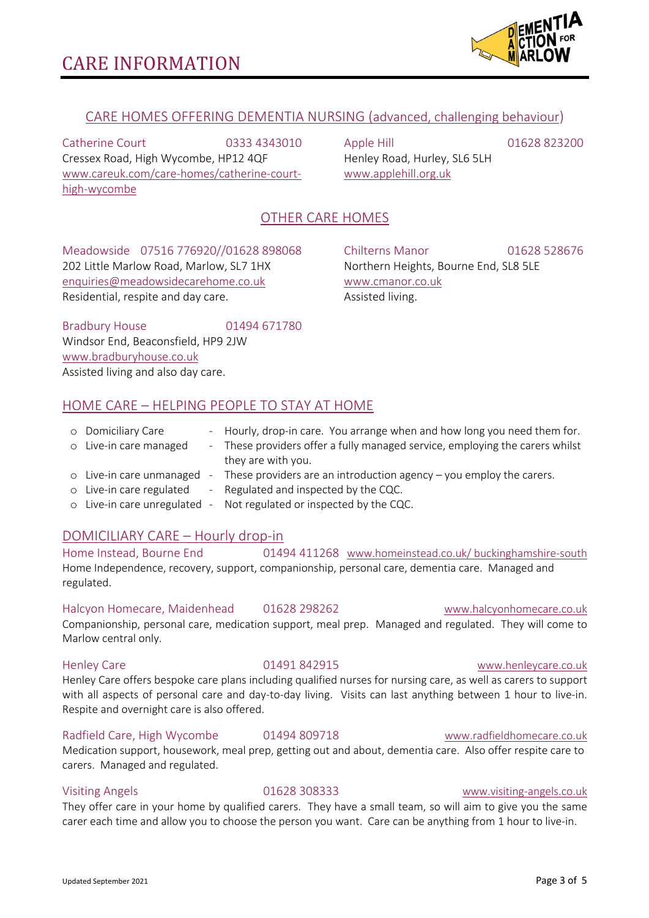# CARE INFORMATION

## CARE HOMES OFFERING DEMENTIA NURSING (advanced, challenging behaviour)

**Catherine Court** 0333 4343010
Cressex Road, High Wycombe, HP12 4QF
www.careuk.com/care-homes/catherine-court-high-wycombe

**Apple Hill** 01628 823200
Henley Road, Hurley, SL6 5LH
www.applehill.org.uk

## OTHER CARE HOMES

**Meadowside** 07516 776920//01628 898068
202 Little Marlow Road, Marlow, SL7 1HX
enquiries@meadowsidecarehome.co.uk
Residential, respite and day care.

**Chilterns Manor** 01628 528676
Northern Heights, Bourne End, SL8 5LE
www.cmanor.co.uk
Assisted living.

**Bradbury House** 01494 671780
Windsor End, Beaconsfield, HP9 2JW
www.bradburyhouse.co.uk
Assisted living and also day care.

## HOME CARE – HELPING PEOPLE TO STAY AT HOME

- Domiciliary Care - Hourly, drop-in care. You arrange when and how long you need them for.
- Live-in care managed - These providers offer a fully managed service, employing the carers whilst they are with you.
- Live-in care unmanaged - These providers are an introduction agency – you employ the carers.
- Live-in care regulated - Regulated and inspected by the CQC.
- Live-in care unregulated - Not regulated or inspected by the CQC.

## DOMICILIARY CARE – Hourly drop-in

**Home Instead, Bourne End** 01494 411268 www.homeinstead.co.uk/ buckinghamshire-south
Home Independence, recovery, support, companionship, personal care, dementia care. Managed and regulated.

**Halcyon Homecare, Maidenhead** 01628 298262 www.halcyonhomecare.co.uk
Companionship, personal care, medication support, meal prep. Managed and regulated. They will come to Marlow central only.

**Henley Care** 01491 842915 www.henleycare.co.uk
Henley Care offers bespoke care plans including qualified nurses for nursing care, as well as carers to support with all aspects of personal care and day-to-day living. Visits can last anything between 1 hour to live-in. Respite and overnight care is also offered.

**Radfield Care, High Wycombe** 01494 809718 www.radfieldhomecare.co.uk
Medication support, housework, meal prep, getting out and about, dementia care. Also offer respite care to carers. Managed and regulated.

**Visiting Angels** 01628 308333 www.visiting-angels.co.uk
They offer care in your home by qualified carers. They have a small team, so will aim to give you the same carer each time and allow you to choose the person you want. Care can be anything from 1 hour to live-in.

Updated September 2021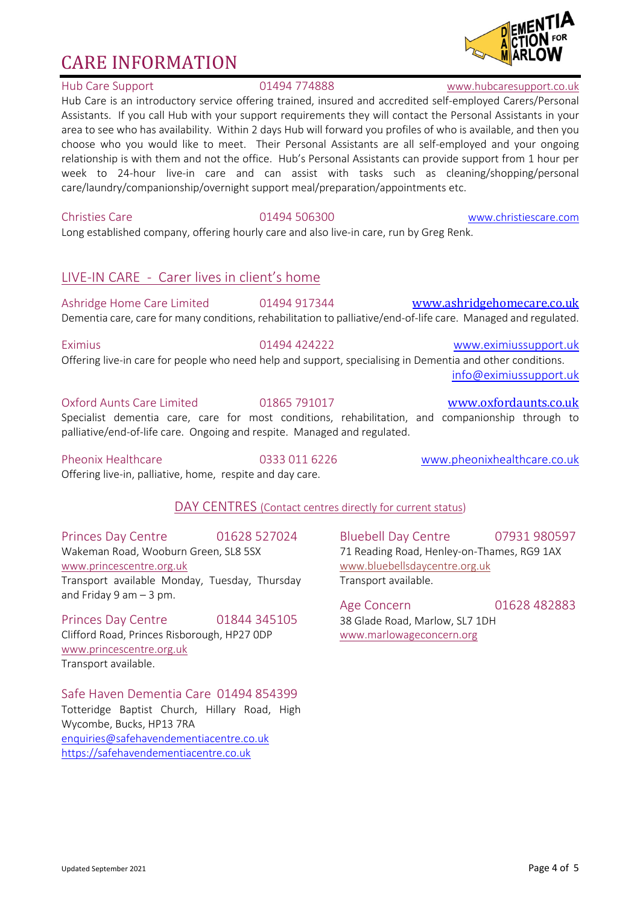# CARE INFORMATION

**Hub Care Support** 01494 774888 www.hubcaresupport.co.uk

Hub Care is an introductory service offering trained, insured and accredited self-employed Carers/Personal Assistants. If you call Hub with your support requirements they will contact the Personal Assistants in your area to see who has availability. Within 2 days Hub will forward you profiles of who is available, and then you choose who you would like to meet. Their Personal Assistants are all self-employed and your ongoing relationship is with them and not the office. Hub's Personal Assistants can provide support from 1 hour per week to 24-hour live-in care and can assist with tasks such as cleaning/shopping/personal care/laundry/companionship/overnight support meal/preparation/appointments etc.

**Christies Care** 01494 506300 www.christiescare.com

Long established company, offering hourly care and also live-in care, run by Greg Renk.

## LIVE-IN CARE - Carer lives in client's home

**Ashridge Home Care Limited** 01494 917344 www.ashridgehomecare.co.uk

Dementia care, care for many conditions, rehabilitation to palliative/end-of-life care. Managed and regulated.

**Eximius** 01494 424222 www.eximiussupport.uk

Offering live-in care for people who need help and support, specialising in Dementia and other conditions.

info@eximiussupport.uk

**Oxford Aunts Care Limited** 01865 791017 www.oxfordaunts.co.uk

Specialist dementia care, care for most conditions, rehabilitation, and companionship through to palliative/end-of-life care. Ongoing and respite. Managed and regulated.

**Pheonix Healthcare** 0333 011 6226 www.pheonixhealthcare.co.uk

Offering live-in, palliative, home, respite and day care.

## DAY CENTRES (Contact centres directly for current status)

**Princes Day Centre** 01628 527024

Wakeman Road, Wooburn Green, SL8 5SX

www.princescentre.org.uk

Transport available Monday, Tuesday, Thursday and Friday 9 am – 3 pm.

**Princes Day Centre** 01844 345105

Clifford Road, Princes Risborough, HP27 0DP

www.princescentre.org.uk

Transport available.

**Safe Haven Dementia Care** 01494 854399

Totteridge Baptist Church, Hillary Road, High Wycombe, Bucks, HP13 7RA

enquiries@safehavendementiacentre.co.uk

https://safehavendementiacentre.co.uk

**Bluebell Day Centre** 07931 980597

71 Reading Road, Henley-on-Thames, RG9 1AX

www.bluebellsdaycentre.org.uk

Transport available.

**Age Concern** 01628 482883

38 Glade Road, Marlow, SL7 1DH

www.marlowageconcern.org

Updated September 2021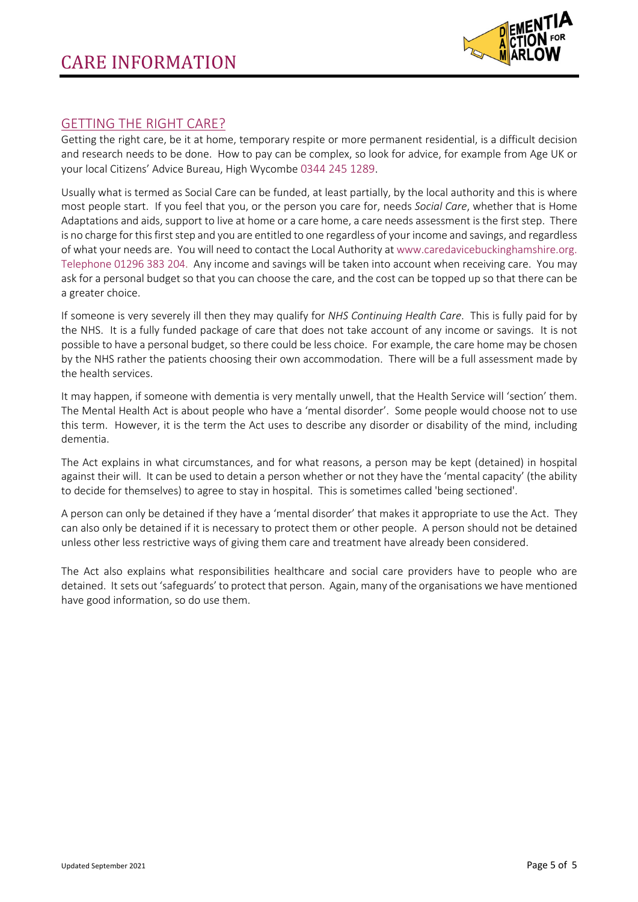# CARE INFORMATION

## GETTING THE RIGHT CARE?

Getting the right care, be it at home, temporary respite or more permanent residential, is a difficult decision and research needs to be done. How to pay can be complex, so look for advice, for example from Age UK or your local Citizens' Advice Bureau, High Wycombe 0344 245 1289.

Usually what is termed as Social Care can be funded, at least partially, by the local authority and this is where most people start. If you feel that you, or the person you care for, needs *Social Care*, whether that is Home Adaptations and aids, support to live at home or a care home, a care needs assessment is the first step. There is no charge for this first step and you are entitled to one regardless of your income and savings, and regardless of what your needs are. You will need to contact the Local Authority at www.caredavicebuckinghamshire.org. Telephone 01296 383 204. Any income and savings will be taken into account when receiving care. You may ask for a personal budget so that you can choose the care, and the cost can be topped up so that there can be a greater choice.

If someone is very severely ill then they may qualify for *NHS Continuing Health Care*. This is fully paid for by the NHS. It is a fully funded package of care that does not take account of any income or savings. It is not possible to have a personal budget, so there could be less choice. For example, the care home may be chosen by the NHS rather the patients choosing their own accommodation. There will be a full assessment made by the health services.

It may happen, if someone with dementia is very mentally unwell, that the Health Service will 'section' them. The Mental Health Act is about people who have a 'mental disorder'. Some people would choose not to use this term. However, it is the term the Act uses to describe any disorder or disability of the mind, including dementia.

The Act explains in what circumstances, and for what reasons, a person may be kept (detained) in hospital against their will. It can be used to detain a person whether or not they have the 'mental capacity' (the ability to decide for themselves) to agree to stay in hospital. This is sometimes called 'being sectioned'.

A person can only be detained if they have a 'mental disorder' that makes it appropriate to use the Act. They can also only be detained if it is necessary to protect them or other people. A person should not be detained unless other less restrictive ways of giving them care and treatment have already been considered.

The Act also explains what responsibilities healthcare and social care providers have to people who are detained. It sets out 'safeguards' to protect that person. Again, many of the organisations we have mentioned have good information, so do use them.

Updated September 2021